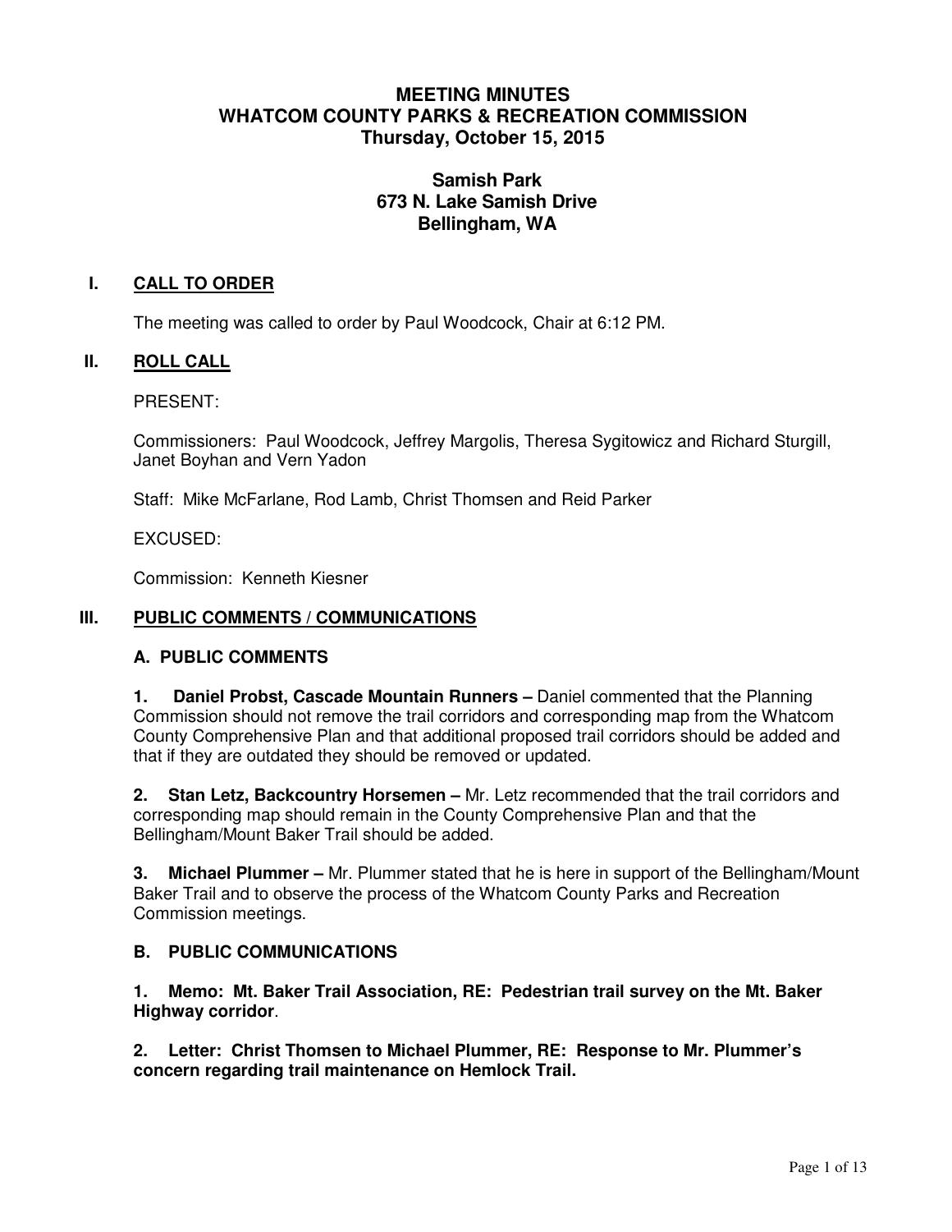# MEETING MINUTES
# WHATCOM COUNTY PARKS & RECREATION COMMISSION
# Thursday, October 15, 2015

## Samish Park
## 673 N. Lake Samish Drive
## Bellingham, WA

## I. CALL TO ORDER

The meeting was called to order by Paul Woodcock, Chair at 6:12 PM.

## II. ROLL CALL

PRESENT:

Commissioners: Paul Woodcock, Jeffrey Margolis, Theresa Sygitowicz and Richard Sturgill, Janet Boyhan and Vern Yadon

Staff: Mike McFarlane, Rod Lamb, Christ Thomsen and Reid Parker

EXCUSED:

Commission: Kenneth Kiesner

## III. PUBLIC COMMENTS / COMMUNICATIONS

### A. PUBLIC COMMENTS

**1. Daniel Probst, Cascade Mountain Runners –** Daniel commented that the Planning Commission should not remove the trail corridors and corresponding map from the Whatcom County Comprehensive Plan and that additional proposed trail corridors should be added and that if they are outdated they should be removed or updated.

**2. Stan Letz, Backcountry Horsemen –** Mr. Letz recommended that the trail corridors and corresponding map should remain in the County Comprehensive Plan and that the Bellingham/Mount Baker Trail should be added.

**3. Michael Plummer –** Mr. Plummer stated that he is here in support of the Bellingham/Mount Baker Trail and to observe the process of the Whatcom County Parks and Recreation Commission meetings.

### B. PUBLIC COMMUNICATIONS

**1. Memo: Mt. Baker Trail Association, RE: Pedestrian trail survey on the Mt. Baker Highway corridor**.

**2. Letter: Christ Thomsen to Michael Plummer, RE: Response to Mr. Plummer's concern regarding trail maintenance on Hemlock Trail.**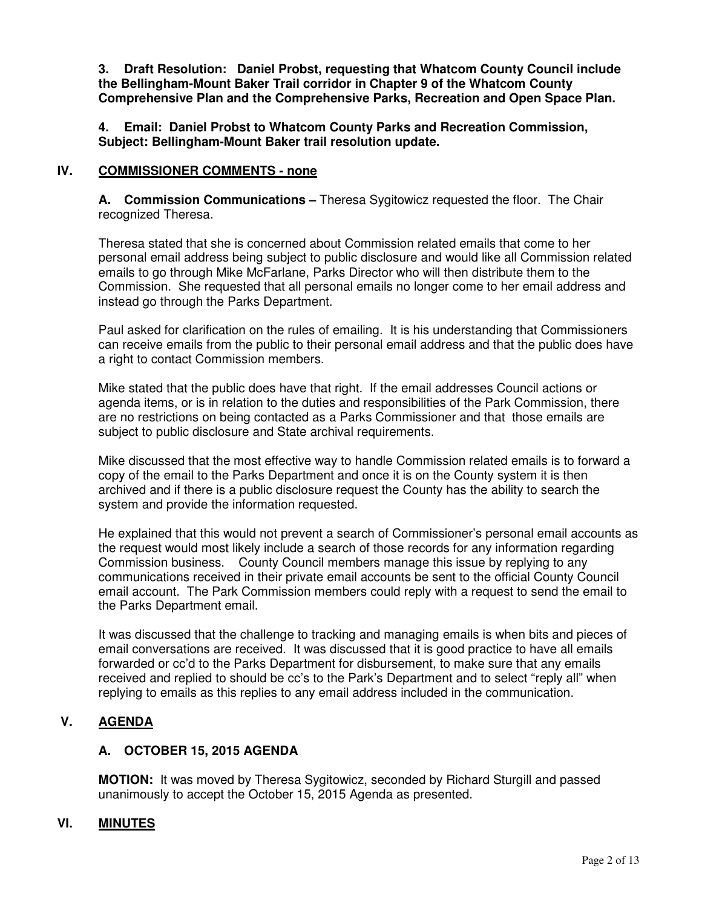**3. Draft Resolution: Daniel Probst, requesting that Whatcom County Council include the Bellingham-Mount Baker Trail corridor in Chapter 9 of the Whatcom County Comprehensive Plan and the Comprehensive Parks, Recreation and Open Space Plan.**

**4. Email: Daniel Probst to Whatcom County Parks and Recreation Commission, Subject: Bellingham-Mount Baker trail resolution update.**

## IV. COMMISSIONER COMMENTS - none

**A. Commission Communications –** Theresa Sygitowicz requested the floor. The Chair recognized Theresa.

Theresa stated that she is concerned about Commission related emails that come to her personal email address being subject to public disclosure and would like all Commission related emails to go through Mike McFarlane, Parks Director who will then distribute them to the Commission. She requested that all personal emails no longer come to her email address and instead go through the Parks Department.

Paul asked for clarification on the rules of emailing. It is his understanding that Commissioners can receive emails from the public to their personal email address and that the public does have a right to contact Commission members.

Mike stated that the public does have that right. If the email addresses Council actions or agenda items, or is in relation to the duties and responsibilities of the Park Commission, there are no restrictions on being contacted as a Parks Commissioner and that those emails are subject to public disclosure and State archival requirements.

Mike discussed that the most effective way to handle Commission related emails is to forward a copy of the email to the Parks Department and once it is on the County system it is then archived and if there is a public disclosure request the County has the ability to search the system and provide the information requested.

He explained that this would not prevent a search of Commissioner's personal email accounts as the request would most likely include a search of those records for any information regarding Commission business. County Council members manage this issue by replying to any communications received in their private email accounts be sent to the official County Council email account. The Park Commission members could reply with a request to send the email to the Parks Department email.

It was discussed that the challenge to tracking and managing emails is when bits and pieces of email conversations are received. It was discussed that it is good practice to have all emails forwarded or cc'd to the Parks Department for disbursement, to make sure that any emails received and replied to should be cc's to the Park's Department and to select "reply all" when replying to emails as this replies to any email address included in the communication.

## V. AGENDA

### A. OCTOBER 15, 2015 AGENDA

**MOTION:** It was moved by Theresa Sygitowicz, seconded by Richard Sturgill and passed unanimously to accept the October 15, 2015 Agenda as presented.

## VI. MINUTES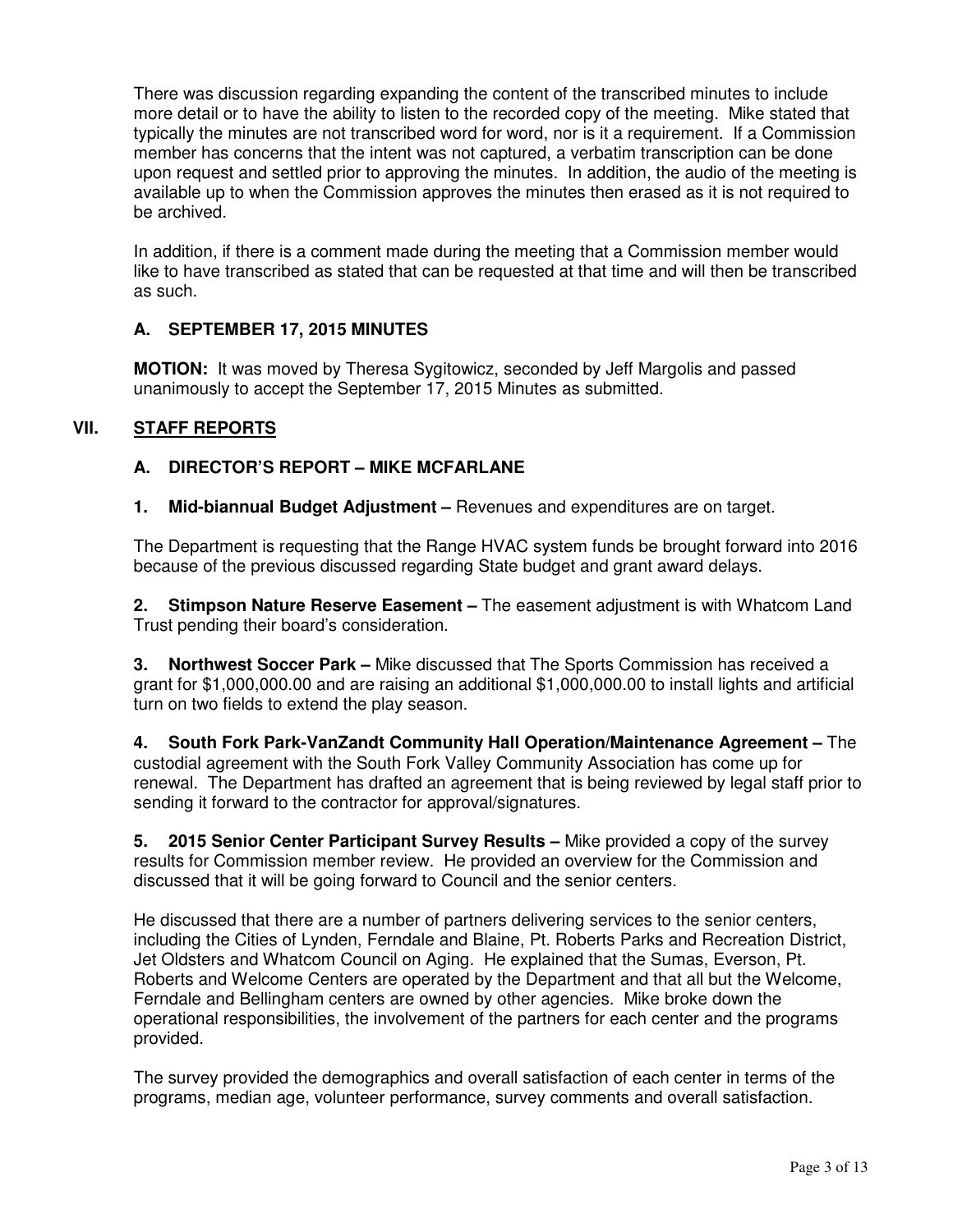There was discussion regarding expanding the content of the transcribed minutes to include more detail or to have the ability to listen to the recorded copy of the meeting. Mike stated that typically the minutes are not transcribed word for word, nor is it a requirement. If a Commission member has concerns that the intent was not captured, a verbatim transcription can be done upon request and settled prior to approving the minutes. In addition, the audio of the meeting is available up to when the Commission approves the minutes then erased as it is not required to be archived.

In addition, if there is a comment made during the meeting that a Commission member would like to have transcribed as stated that can be requested at that time and will then be transcribed as such.

### A. SEPTEMBER 17, 2015 MINUTES

**MOTION:** It was moved by Theresa Sygitowicz, seconded by Jeff Margolis and passed unanimously to accept the September 17, 2015 Minutes as submitted.

## VII. STAFF REPORTS

### A. DIRECTOR'S REPORT – MIKE MCFARLANE

**1. Mid-biannual Budget Adjustment –** Revenues and expenditures are on target.

The Department is requesting that the Range HVAC system funds be brought forward into 2016 because of the previous discussed regarding State budget and grant award delays.

**2. Stimpson Nature Reserve Easement –** The easement adjustment is with Whatcom Land Trust pending their board's consideration.

**3. Northwest Soccer Park –** Mike discussed that The Sports Commission has received a grant for $1,000,000.00 and are raising an additional $1,000,000.00 to install lights and artificial turn on two fields to extend the play season.

**4. South Fork Park-VanZandt Community Hall Operation/Maintenance Agreement –** The custodial agreement with the South Fork Valley Community Association has come up for renewal. The Department has drafted an agreement that is being reviewed by legal staff prior to sending it forward to the contractor for approval/signatures.

**5. 2015 Senior Center Participant Survey Results –** Mike provided a copy of the survey results for Commission member review. He provided an overview for the Commission and discussed that it will be going forward to Council and the senior centers.

He discussed that there are a number of partners delivering services to the senior centers, including the Cities of Lynden, Ferndale and Blaine, Pt. Roberts Parks and Recreation District, Jet Oldsters and Whatcom Council on Aging. He explained that the Sumas, Everson, Pt. Roberts and Welcome Centers are operated by the Department and that all but the Welcome, Ferndale and Bellingham centers are owned by other agencies. Mike broke down the operational responsibilities, the involvement of the partners for each center and the programs provided.

The survey provided the demographics and overall satisfaction of each center in terms of the programs, median age, volunteer performance, survey comments and overall satisfaction.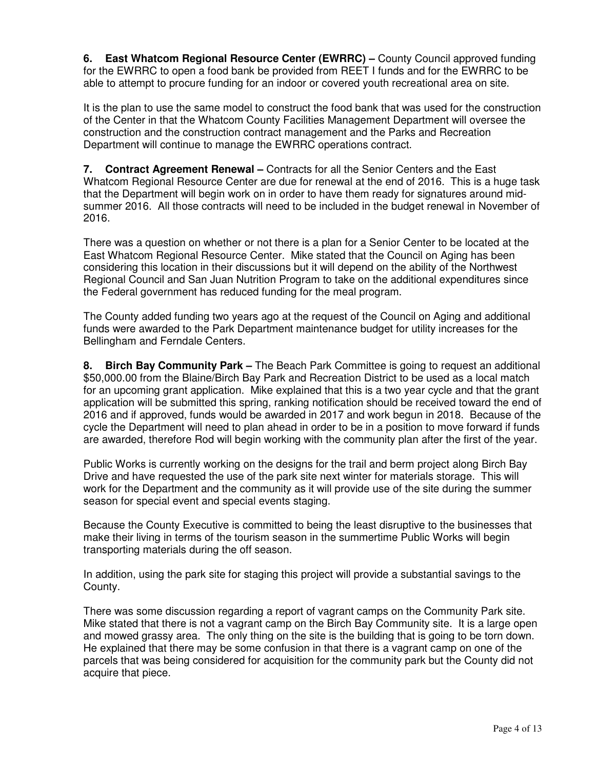**6. East Whatcom Regional Resource Center (EWRRC) –** County Council approved funding for the EWRRC to open a food bank be provided from REET I funds and for the EWRRC to be able to attempt to procure funding for an indoor or covered youth recreational area on site.

It is the plan to use the same model to construct the food bank that was used for the construction of the Center in that the Whatcom County Facilities Management Department will oversee the construction and the construction contract management and the Parks and Recreation Department will continue to manage the EWRRC operations contract.

**7. Contract Agreement Renewal –** Contracts for all the Senior Centers and the East Whatcom Regional Resource Center are due for renewal at the end of 2016. This is a huge task that the Department will begin work on in order to have them ready for signatures around mid-summer 2016. All those contracts will need to be included in the budget renewal in November of 2016.

There was a question on whether or not there is a plan for a Senior Center to be located at the East Whatcom Regional Resource Center. Mike stated that the Council on Aging has been considering this location in their discussions but it will depend on the ability of the Northwest Regional Council and San Juan Nutrition Program to take on the additional expenditures since the Federal government has reduced funding for the meal program.

The County added funding two years ago at the request of the Council on Aging and additional funds were awarded to the Park Department maintenance budget for utility increases for the Bellingham and Ferndale Centers.

**8. Birch Bay Community Park –** The Beach Park Committee is going to request an additional $50,000.00 from the Blaine/Birch Bay Park and Recreation District to be used as a local match for an upcoming grant application. Mike explained that this is a two year cycle and that the grant application will be submitted this spring, ranking notification should be received toward the end of 2016 and if approved, funds would be awarded in 2017 and work begun in 2018. Because of the cycle the Department will need to plan ahead in order to be in a position to move forward if funds are awarded, therefore Rod will begin working with the community plan after the first of the year.

Public Works is currently working on the designs for the trail and berm project along Birch Bay Drive and have requested the use of the park site next winter for materials storage. This will work for the Department and the community as it will provide use of the site during the summer season for special event and special events staging.

Because the County Executive is committed to being the least disruptive to the businesses that make their living in terms of the tourism season in the summertime Public Works will begin transporting materials during the off season.

In addition, using the park site for staging this project will provide a substantial savings to the County.

There was some discussion regarding a report of vagrant camps on the Community Park site. Mike stated that there is not a vagrant camp on the Birch Bay Community site. It is a large open and mowed grassy area. The only thing on the site is the building that is going to be torn down. He explained that there may be some confusion in that there is a vagrant camp on one of the parcels that was being considered for acquisition for the community park but the County did not acquire that piece.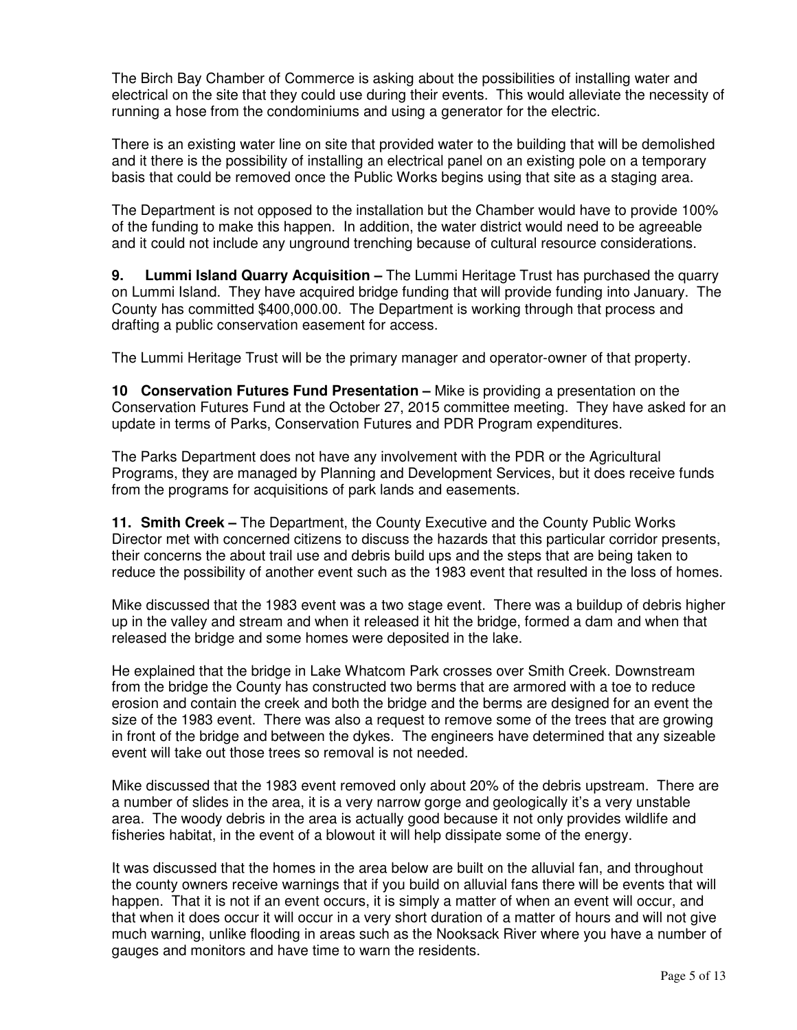The Birch Bay Chamber of Commerce is asking about the possibilities of installing water and electrical on the site that they could use during their events. This would alleviate the necessity of running a hose from the condominiums and using a generator for the electric.

There is an existing water line on site that provided water to the building that will be demolished and it there is the possibility of installing an electrical panel on an existing pole on a temporary basis that could be removed once the Public Works begins using that site as a staging area.

The Department is not opposed to the installation but the Chamber would have to provide 100% of the funding to make this happen. In addition, the water district would need to be agreeable and it could not include any unground trenching because of cultural resource considerations.

**9. Lummi Island Quarry Acquisition –** The Lummi Heritage Trust has purchased the quarry on Lummi Island. They have acquired bridge funding that will provide funding into January. The County has committed $400,000.00. The Department is working through that process and drafting a public conservation easement for access.

The Lummi Heritage Trust will be the primary manager and operator-owner of that property.

**10 Conservation Futures Fund Presentation –** Mike is providing a presentation on the Conservation Futures Fund at the October 27, 2015 committee meeting. They have asked for an update in terms of Parks, Conservation Futures and PDR Program expenditures.

The Parks Department does not have any involvement with the PDR or the Agricultural Programs, they are managed by Planning and Development Services, but it does receive funds from the programs for acquisitions of park lands and easements.

**11. Smith Creek –** The Department, the County Executive and the County Public Works Director met with concerned citizens to discuss the hazards that this particular corridor presents, their concerns the about trail use and debris build ups and the steps that are being taken to reduce the possibility of another event such as the 1983 event that resulted in the loss of homes.

Mike discussed that the 1983 event was a two stage event. There was a buildup of debris higher up in the valley and stream and when it released it hit the bridge, formed a dam and when that released the bridge and some homes were deposited in the lake.

He explained that the bridge in Lake Whatcom Park crosses over Smith Creek. Downstream from the bridge the County has constructed two berms that are armored with a toe to reduce erosion and contain the creek and both the bridge and the berms are designed for an event the size of the 1983 event. There was also a request to remove some of the trees that are growing in front of the bridge and between the dykes. The engineers have determined that any sizeable event will take out those trees so removal is not needed.

Mike discussed that the 1983 event removed only about 20% of the debris upstream. There are a number of slides in the area, it is a very narrow gorge and geologically it's a very unstable area. The woody debris in the area is actually good because it not only provides wildlife and fisheries habitat, in the event of a blowout it will help dissipate some of the energy.

It was discussed that the homes in the area below are built on the alluvial fan, and throughout the county owners receive warnings that if you build on alluvial fans there will be events that will happen. That it is not if an event occurs, it is simply a matter of when an event will occur, and that when it does occur it will occur in a very short duration of a matter of hours and will not give much warning, unlike flooding in areas such as the Nooksack River where you have a number of gauges and monitors and have time to warn the residents.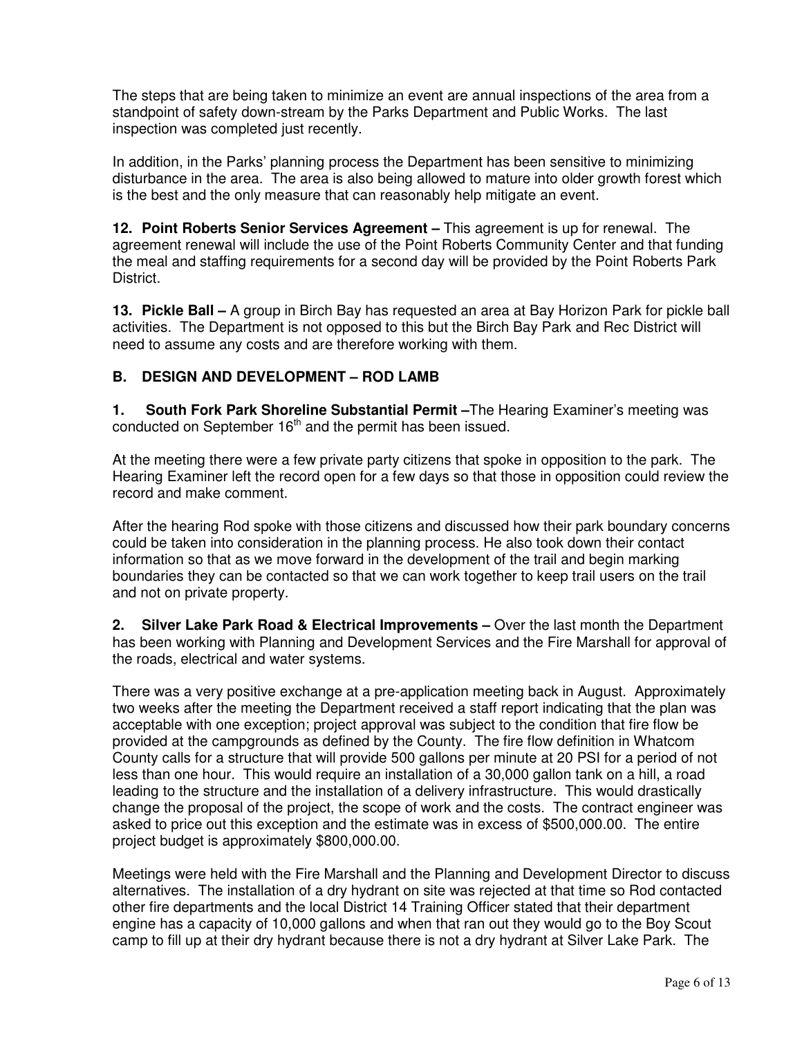The steps that are being taken to minimize an event are annual inspections of the area from a standpoint of safety down-stream by the Parks Department and Public Works. The last inspection was completed just recently.

In addition, in the Parks' planning process the Department has been sensitive to minimizing disturbance in the area. The area is also being allowed to mature into older growth forest which is the best and the only measure that can reasonably help mitigate an event.

**12. Point Roberts Senior Services Agreement –** This agreement is up for renewal. The agreement renewal will include the use of the Point Roberts Community Center and that funding the meal and staffing requirements for a second day will be provided by the Point Roberts Park District.

**13. Pickle Ball –** A group in Birch Bay has requested an area at Bay Horizon Park for pickle ball activities. The Department is not opposed to this but the Birch Bay Park and Rec District will need to assume any costs and are therefore working with them.

**B. DESIGN AND DEVELOPMENT – ROD LAMB**

**1. South Fork Park Shoreline Substantial Permit –**The Hearing Examiner's meeting was conducted on September 16th and the permit has been issued.

At the meeting there were a few private party citizens that spoke in opposition to the park. The Hearing Examiner left the record open for a few days so that those in opposition could review the record and make comment.

After the hearing Rod spoke with those citizens and discussed how their park boundary concerns could be taken into consideration in the planning process. He also took down their contact information so that as we move forward in the development of the trail and begin marking boundaries they can be contacted so that we can work together to keep trail users on the trail and not on private property.

**2. Silver Lake Park Road & Electrical Improvements –** Over the last month the Department has been working with Planning and Development Services and the Fire Marshall for approval of the roads, electrical and water systems.

There was a very positive exchange at a pre-application meeting back in August. Approximately two weeks after the meeting the Department received a staff report indicating that the plan was acceptable with one exception; project approval was subject to the condition that fire flow be provided at the campgrounds as defined by the County. The fire flow definition in Whatcom County calls for a structure that will provide 500 gallons per minute at 20 PSI for a period of not less than one hour. This would require an installation of a 30,000 gallon tank on a hill, a road leading to the structure and the installation of a delivery infrastructure. This would drastically change the proposal of the project, the scope of work and the costs. The contract engineer was asked to price out this exception and the estimate was in excess of $500,000.00. The entire project budget is approximately $800,000.00.

Meetings were held with the Fire Marshall and the Planning and Development Director to discuss alternatives. The installation of a dry hydrant on site was rejected at that time so Rod contacted other fire departments and the local District 14 Training Officer stated that their department engine has a capacity of 10,000 gallons and when that ran out they would go to the Boy Scout camp to fill up at their dry hydrant because there is not a dry hydrant at Silver Lake Park. The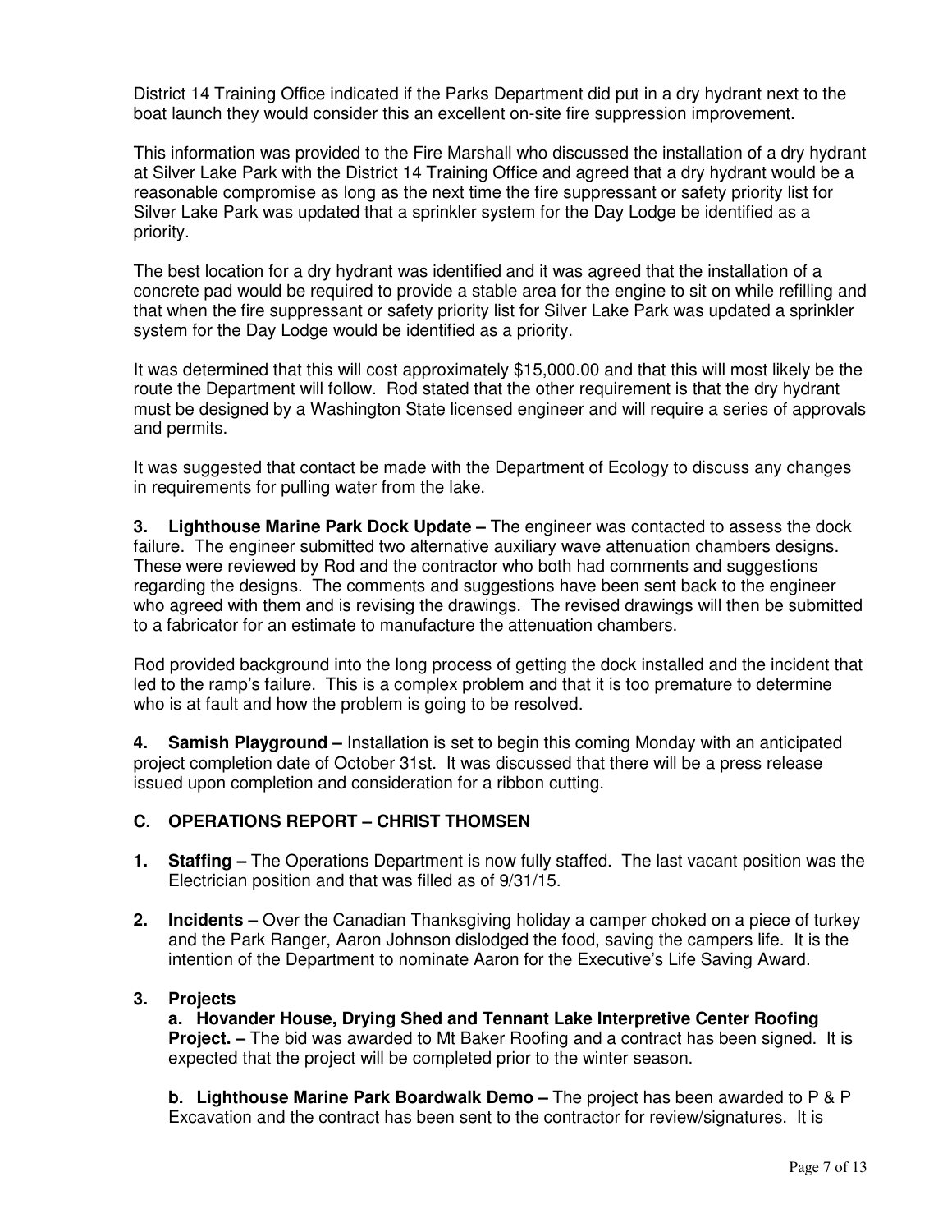District 14 Training Office indicated if the Parks Department did put in a dry hydrant next to the boat launch they would consider this an excellent on-site fire suppression improvement.

This information was provided to the Fire Marshall who discussed the installation of a dry hydrant at Silver Lake Park with the District 14 Training Office and agreed that a dry hydrant would be a reasonable compromise as long as the next time the fire suppressant or safety priority list for Silver Lake Park was updated that a sprinkler system for the Day Lodge be identified as a priority.

The best location for a dry hydrant was identified and it was agreed that the installation of a concrete pad would be required to provide a stable area for the engine to sit on while refilling and that when the fire suppressant or safety priority list for Silver Lake Park was updated a sprinkler system for the Day Lodge would be identified as a priority.

It was determined that this will cost approximately $15,000.00 and that this will most likely be the route the Department will follow. Rod stated that the other requirement is that the dry hydrant must be designed by a Washington State licensed engineer and will require a series of approvals and permits.

It was suggested that contact be made with the Department of Ecology to discuss any changes in requirements for pulling water from the lake.

**3. Lighthouse Marine Park Dock Update –** The engineer was contacted to assess the dock failure. The engineer submitted two alternative auxiliary wave attenuation chambers designs. These were reviewed by Rod and the contractor who both had comments and suggestions regarding the designs. The comments and suggestions have been sent back to the engineer who agreed with them and is revising the drawings. The revised drawings will then be submitted to a fabricator for an estimate to manufacture the attenuation chambers.

Rod provided background into the long process of getting the dock installed and the incident that led to the ramp's failure. This is a complex problem and that it is too premature to determine who is at fault and how the problem is going to be resolved.

**4. Samish Playground –** Installation is set to begin this coming Monday with an anticipated project completion date of October 31st. It was discussed that there will be a press release issued upon completion and consideration for a ribbon cutting.

## C. OPERATIONS REPORT – CHRIST THOMSEN

**1. Staffing –** The Operations Department is now fully staffed. The last vacant position was the Electrician position and that was filled as of 9/31/15.

**2. Incidents –** Over the Canadian Thanksgiving holiday a camper choked on a piece of turkey and the Park Ranger, Aaron Johnson dislodged the food, saving the campers life. It is the intention of the Department to nominate Aaron for the Executive's Life Saving Award.

**3. Projects**

**a. Hovander House, Drying Shed and Tennant Lake Interpretive Center Roofing Project. –** The bid was awarded to Mt Baker Roofing and a contract has been signed. It is expected that the project will be completed prior to the winter season.

**b. Lighthouse Marine Park Boardwalk Demo –** The project has been awarded to P & P Excavation and the contract has been sent to the contractor for review/signatures. It is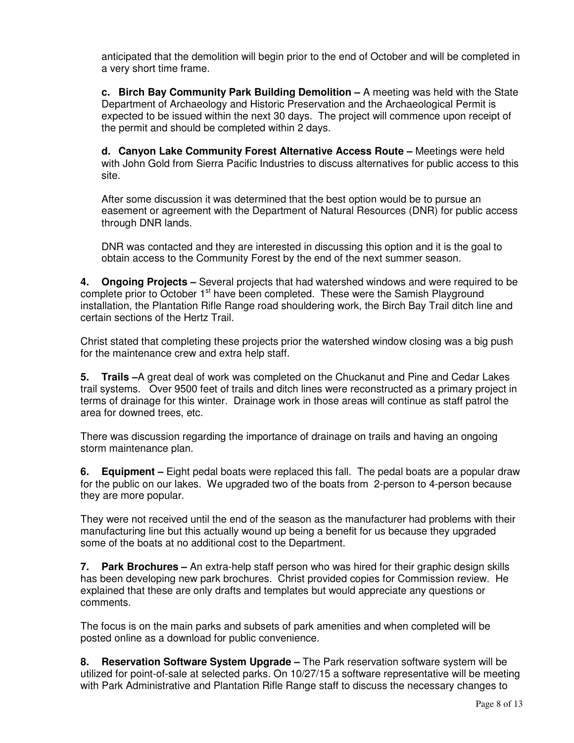anticipated that the demolition will begin prior to the end of October and will be completed in a very short time frame.

**c. Birch Bay Community Park Building Demolition –** A meeting was held with the State Department of Archaeology and Historic Preservation and the Archaeological Permit is expected to be issued within the next 30 days. The project will commence upon receipt of the permit and should be completed within 2 days.

**d. Canyon Lake Community Forest Alternative Access Route –** Meetings were held with John Gold from Sierra Pacific Industries to discuss alternatives for public access to this site.

After some discussion it was determined that the best option would be to pursue an easement or agreement with the Department of Natural Resources (DNR) for public access through DNR lands.

DNR was contacted and they are interested in discussing this option and it is the goal to obtain access to the Community Forest by the end of the next summer season.

**4. Ongoing Projects –** Several projects that had watershed windows and were required to be complete prior to October 1st have been completed. These were the Samish Playground installation, the Plantation Rifle Range road shouldering work, the Birch Bay Trail ditch line and certain sections of the Hertz Trail.

Christ stated that completing these projects prior the watershed window closing was a big push for the maintenance crew and extra help staff.

**5. Trails –**A great deal of work was completed on the Chuckanut and Pine and Cedar Lakes trail systems. Over 9500 feet of trails and ditch lines were reconstructed as a primary project in terms of drainage for this winter. Drainage work in those areas will continue as staff patrol the area for downed trees, etc.

There was discussion regarding the importance of drainage on trails and having an ongoing storm maintenance plan.

**6. Equipment –** Eight pedal boats were replaced this fall. The pedal boats are a popular draw for the public on our lakes. We upgraded two of the boats from 2-person to 4-person because they are more popular.

They were not received until the end of the season as the manufacturer had problems with their manufacturing line but this actually wound up being a benefit for us because they upgraded some of the boats at no additional cost to the Department.

**7. Park Brochures –** An extra-help staff person who was hired for their graphic design skills has been developing new park brochures. Christ provided copies for Commission review. He explained that these are only drafts and templates but would appreciate any questions or comments.

The focus is on the main parks and subsets of park amenities and when completed will be posted online as a download for public convenience.

**8. Reservation Software System Upgrade –** The Park reservation software system will be utilized for point-of-sale at selected parks. On 10/27/15 a software representative will be meeting with Park Administrative and Plantation Rifle Range staff to discuss the necessary changes to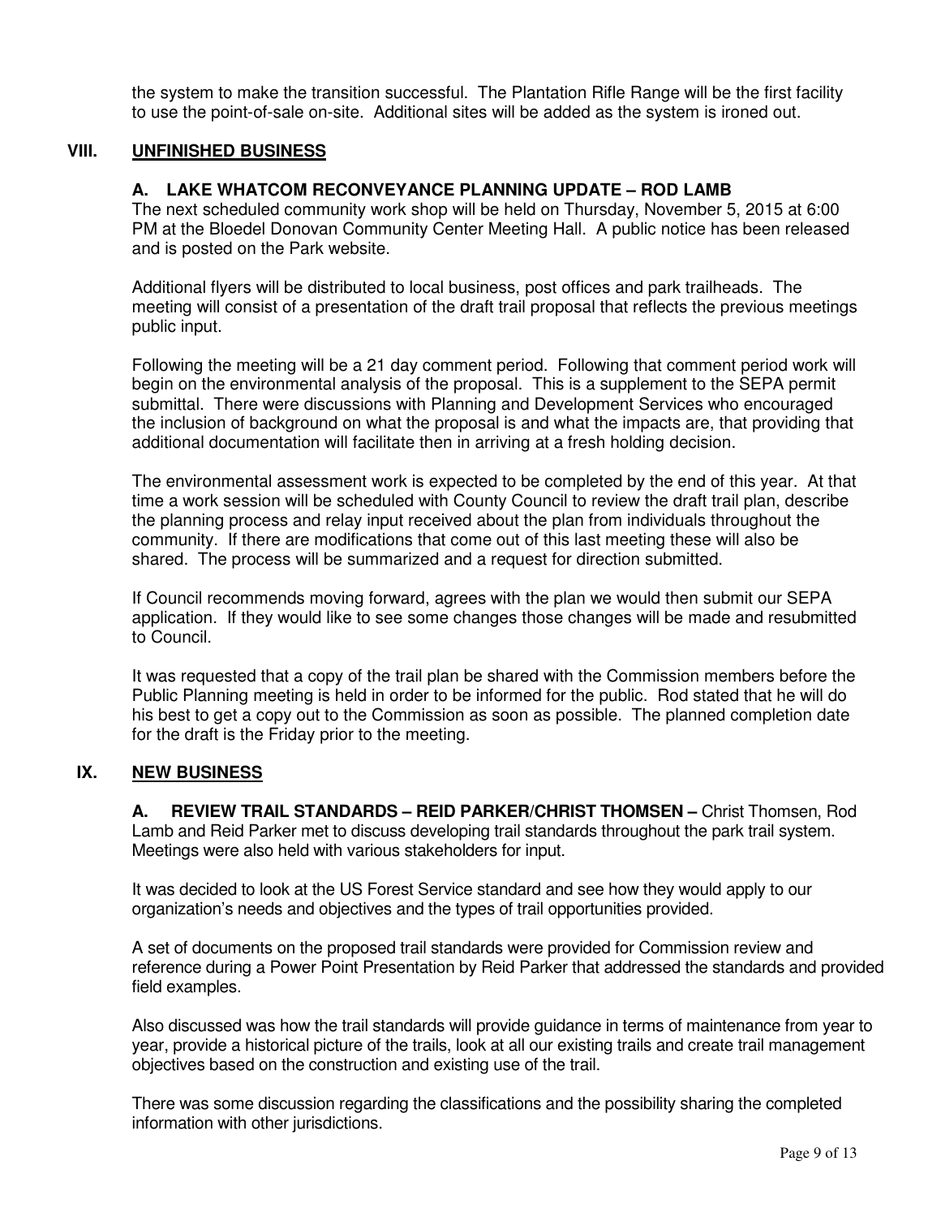the system to make the transition successful. The Plantation Rifle Range will be the first facility to use the point-of-sale on-site. Additional sites will be added as the system is ironed out.

## VIII. UNFINISHED BUSINESS

### A. LAKE WHATCOM RECONVEYANCE PLANNING UPDATE – ROD LAMB

The next scheduled community work shop will be held on Thursday, November 5, 2015 at 6:00 PM at the Bloedel Donovan Community Center Meeting Hall. A public notice has been released and is posted on the Park website.

Additional flyers will be distributed to local business, post offices and park trailheads. The meeting will consist of a presentation of the draft trail proposal that reflects the previous meetings public input.

Following the meeting will be a 21 day comment period. Following that comment period work will begin on the environmental analysis of the proposal. This is a supplement to the SEPA permit submittal. There were discussions with Planning and Development Services who encouraged the inclusion of background on what the proposal is and what the impacts are, that providing that additional documentation will facilitate then in arriving at a fresh holding decision.

The environmental assessment work is expected to be completed by the end of this year. At that time a work session will be scheduled with County Council to review the draft trail plan, describe the planning process and relay input received about the plan from individuals throughout the community. If there are modifications that come out of this last meeting these will also be shared. The process will be summarized and a request for direction submitted.

If Council recommends moving forward, agrees with the plan we would then submit our SEPA application. If they would like to see some changes those changes will be made and resubmitted to Council.

It was requested that a copy of the trail plan be shared with the Commission members before the Public Planning meeting is held in order to be informed for the public. Rod stated that he will do his best to get a copy out to the Commission as soon as possible. The planned completion date for the draft is the Friday prior to the meeting.

## IX. NEW BUSINESS

**A. REVIEW TRAIL STANDARDS – REID PARKER/CHRIST THOMSEN –** Christ Thomsen, Rod Lamb and Reid Parker met to discuss developing trail standards throughout the park trail system. Meetings were also held with various stakeholders for input.

It was decided to look at the US Forest Service standard and see how they would apply to our organization's needs and objectives and the types of trail opportunities provided.

A set of documents on the proposed trail standards were provided for Commission review and reference during a Power Point Presentation by Reid Parker that addressed the standards and provided field examples.

Also discussed was how the trail standards will provide guidance in terms of maintenance from year to year, provide a historical picture of the trails, look at all our existing trails and create trail management objectives based on the construction and existing use of the trail.

There was some discussion regarding the classifications and the possibility sharing the completed information with other jurisdictions.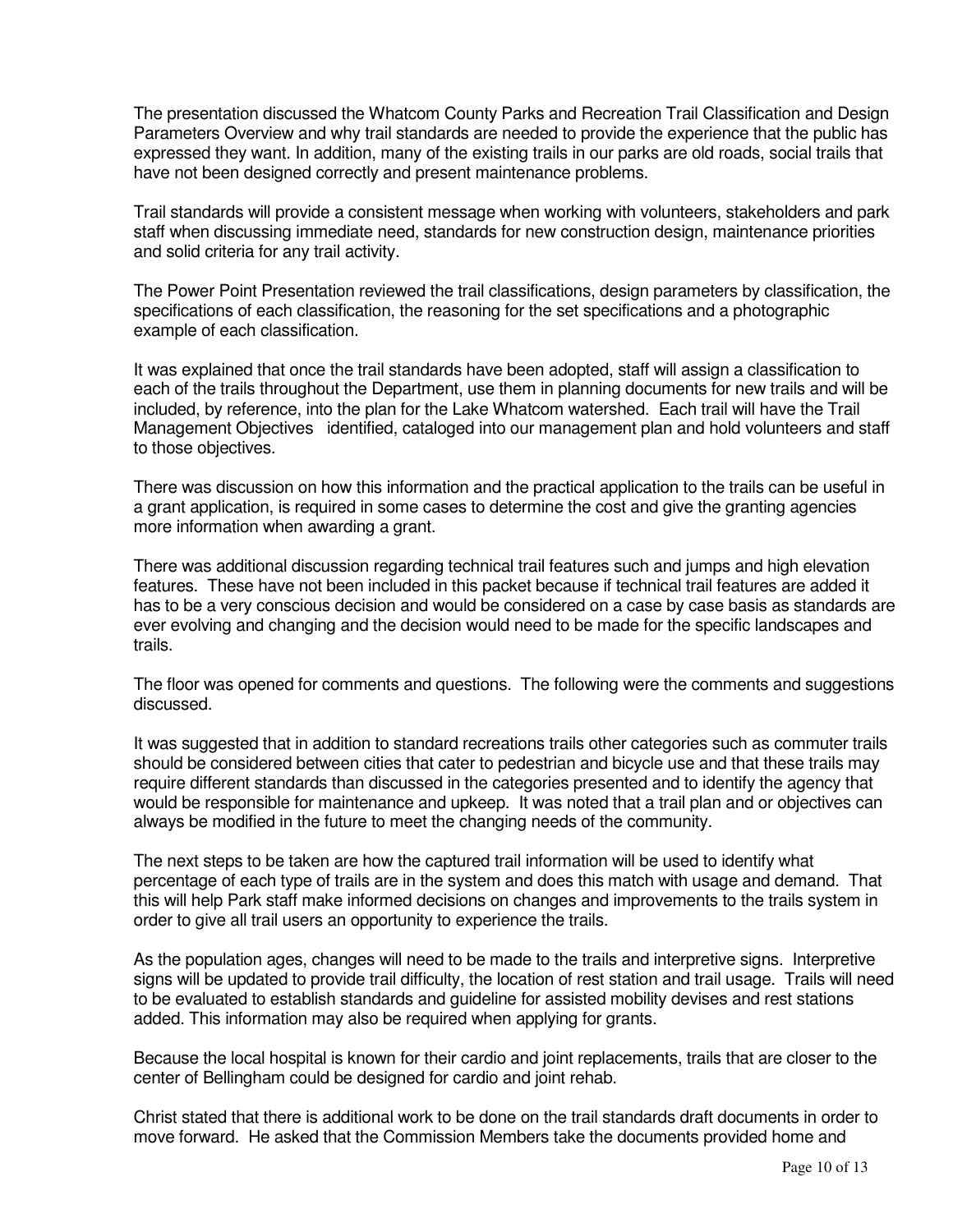The presentation discussed the Whatcom County Parks and Recreation Trail Classification and Design Parameters Overview and why trail standards are needed to provide the experience that the public has expressed they want. In addition, many of the existing trails in our parks are old roads, social trails that have not been designed correctly and present maintenance problems.

Trail standards will provide a consistent message when working with volunteers, stakeholders and park staff when discussing immediate need, standards for new construction design, maintenance priorities and solid criteria for any trail activity.

The Power Point Presentation reviewed the trail classifications, design parameters by classification, the specifications of each classification, the reasoning for the set specifications and a photographic example of each classification.

It was explained that once the trail standards have been adopted, staff will assign a classification to each of the trails throughout the Department, use them in planning documents for new trails and will be included, by reference, into the plan for the Lake Whatcom watershed. Each trail will have the Trail Management Objectives identified, cataloged into our management plan and hold volunteers and staff to those objectives.

There was discussion on how this information and the practical application to the trails can be useful in a grant application, is required in some cases to determine the cost and give the granting agencies more information when awarding a grant.

There was additional discussion regarding technical trail features such and jumps and high elevation features. These have not been included in this packet because if technical trail features are added it has to be a very conscious decision and would be considered on a case by case basis as standards are ever evolving and changing and the decision would need to be made for the specific landscapes and trails.

The floor was opened for comments and questions. The following were the comments and suggestions discussed.

It was suggested that in addition to standard recreations trails other categories such as commuter trails should be considered between cities that cater to pedestrian and bicycle use and that these trails may require different standards than discussed in the categories presented and to identify the agency that would be responsible for maintenance and upkeep. It was noted that a trail plan and or objectives can always be modified in the future to meet the changing needs of the community.

The next steps to be taken are how the captured trail information will be used to identify what percentage of each type of trails are in the system and does this match with usage and demand. That this will help Park staff make informed decisions on changes and improvements to the trails system in order to give all trail users an opportunity to experience the trails.

As the population ages, changes will need to be made to the trails and interpretive signs. Interpretive signs will be updated to provide trail difficulty, the location of rest station and trail usage. Trails will need to be evaluated to establish standards and guideline for assisted mobility devises and rest stations added. This information may also be required when applying for grants.

Because the local hospital is known for their cardio and joint replacements, trails that are closer to the center of Bellingham could be designed for cardio and joint rehab.

Christ stated that there is additional work to be done on the trail standards draft documents in order to move forward. He asked that the Commission Members take the documents provided home and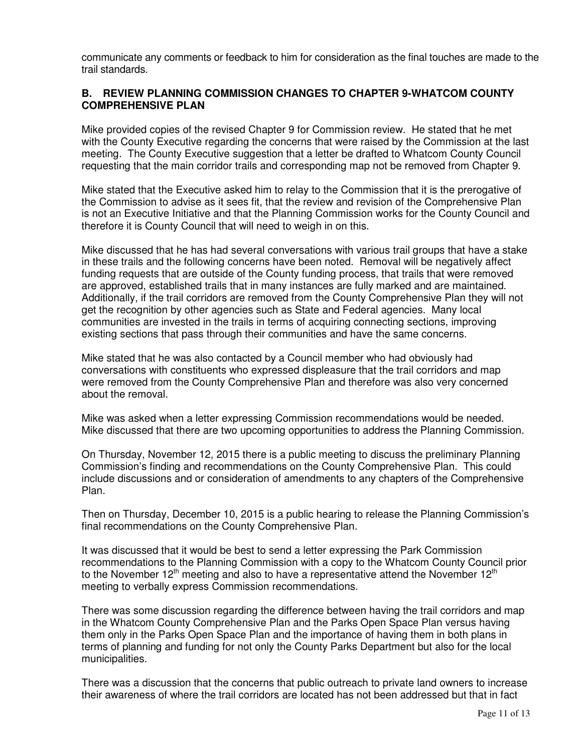communicate any comments or feedback to him for consideration as the final touches are made to the trail standards.

### B. REVIEW PLANNING COMMISSION CHANGES TO CHAPTER 9-WHATCOM COUNTY COMPREHENSIVE PLAN

Mike provided copies of the revised Chapter 9 for Commission review. He stated that he met with the County Executive regarding the concerns that were raised by the Commission at the last meeting. The County Executive suggestion that a letter be drafted to Whatcom County Council requesting that the main corridor trails and corresponding map not be removed from Chapter 9.

Mike stated that the Executive asked him to relay to the Commission that it is the prerogative of the Commission to advise as it sees fit, that the review and revision of the Comprehensive Plan is not an Executive Initiative and that the Planning Commission works for the County Council and therefore it is County Council that will need to weigh in on this.

Mike discussed that he has had several conversations with various trail groups that have a stake in these trails and the following concerns have been noted. Removal will be negatively affect funding requests that are outside of the County funding process, that trails that were removed are approved, established trails that in many instances are fully marked and are maintained. Additionally, if the trail corridors are removed from the County Comprehensive Plan they will not get the recognition by other agencies such as State and Federal agencies. Many local communities are invested in the trails in terms of acquiring connecting sections, improving existing sections that pass through their communities and have the same concerns.

Mike stated that he was also contacted by a Council member who had obviously had conversations with constituents who expressed displeasure that the trail corridors and map were removed from the County Comprehensive Plan and therefore was also very concerned about the removal.

Mike was asked when a letter expressing Commission recommendations would be needed. Mike discussed that there are two upcoming opportunities to address the Planning Commission.

On Thursday, November 12, 2015 there is a public meeting to discuss the preliminary Planning Commission's finding and recommendations on the County Comprehensive Plan. This could include discussions and or consideration of amendments to any chapters of the Comprehensive Plan.

Then on Thursday, December 10, 2015 is a public hearing to release the Planning Commission's final recommendations on the County Comprehensive Plan.

It was discussed that it would be best to send a letter expressing the Park Commission recommendations to the Planning Commission with a copy to the Whatcom County Council prior to the November 12th meeting and also to have a representative attend the November 12th meeting to verbally express Commission recommendations.

There was some discussion regarding the difference between having the trail corridors and map in the Whatcom County Comprehensive Plan and the Parks Open Space Plan versus having them only in the Parks Open Space Plan and the importance of having them in both plans in terms of planning and funding for not only the County Parks Department but also for the local municipalities.

There was a discussion that the concerns that public outreach to private land owners to increase their awareness of where the trail corridors are located has not been addressed but that in fact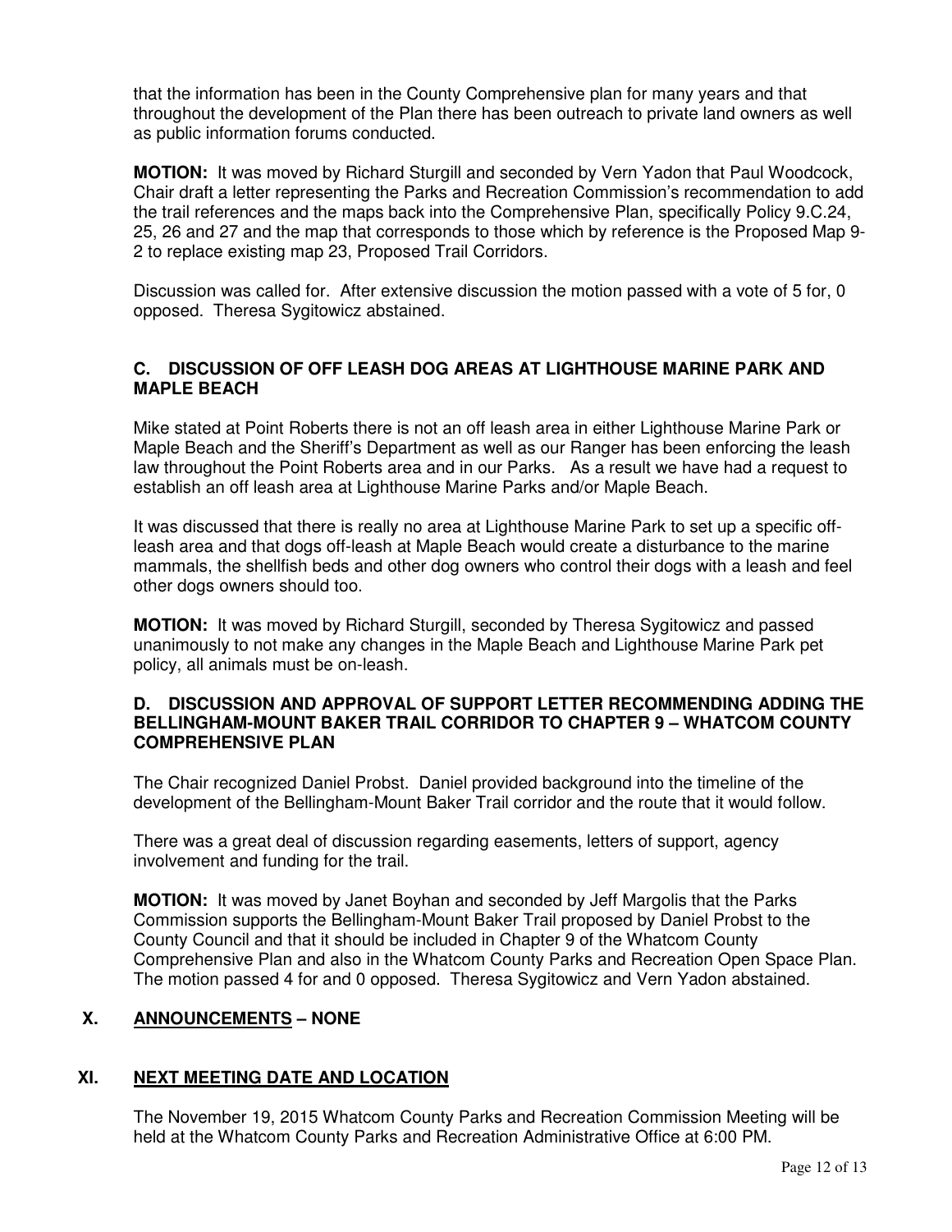that the information has been in the County Comprehensive plan for many years and that throughout the development of the Plan there has been outreach to private land owners as well as public information forums conducted.

**MOTION:** It was moved by Richard Sturgill and seconded by Vern Yadon that Paul Woodcock, Chair draft a letter representing the Parks and Recreation Commission's recommendation to add the trail references and the maps back into the Comprehensive Plan, specifically Policy 9.C.24, 25, 26 and 27 and the map that corresponds to those which by reference is the Proposed Map 9-2 to replace existing map 23, Proposed Trail Corridors.

Discussion was called for. After extensive discussion the motion passed with a vote of 5 for, 0 opposed. Theresa Sygitowicz abstained.

### C. DISCUSSION OF OFF LEASH DOG AREAS AT LIGHTHOUSE MARINE PARK AND MAPLE BEACH

Mike stated at Point Roberts there is not an off leash area in either Lighthouse Marine Park or Maple Beach and the Sheriff's Department as well as our Ranger has been enforcing the leash law throughout the Point Roberts area and in our Parks. As a result we have had a request to establish an off leash area at Lighthouse Marine Parks and/or Maple Beach.

It was discussed that there is really no area at Lighthouse Marine Park to set up a specific off-leash area and that dogs off-leash at Maple Beach would create a disturbance to the marine mammals, the shellfish beds and other dog owners who control their dogs with a leash and feel other dogs owners should too.

**MOTION:** It was moved by Richard Sturgill, seconded by Theresa Sygitowicz and passed unanimously to not make any changes in the Maple Beach and Lighthouse Marine Park pet policy, all animals must be on-leash.

### D. DISCUSSION AND APPROVAL OF SUPPORT LETTER RECOMMENDING ADDING THE BELLINGHAM-MOUNT BAKER TRAIL CORRIDOR TO CHAPTER 9 – WHATCOM COUNTY COMPREHENSIVE PLAN

The Chair recognized Daniel Probst. Daniel provided background into the timeline of the development of the Bellingham-Mount Baker Trail corridor and the route that it would follow.

There was a great deal of discussion regarding easements, letters of support, agency involvement and funding for the trail.

**MOTION:** It was moved by Janet Boyhan and seconded by Jeff Margolis that the Parks Commission supports the Bellingham-Mount Baker Trail proposed by Daniel Probst to the County Council and that it should be included in Chapter 9 of the Whatcom County Comprehensive Plan and also in the Whatcom County Parks and Recreation Open Space Plan. The motion passed 4 for and 0 opposed. Theresa Sygitowicz and Vern Yadon abstained.

## X. ANNOUNCEMENTS – NONE

## XI. NEXT MEETING DATE AND LOCATION

The November 19, 2015 Whatcom County Parks and Recreation Commission Meeting will be held at the Whatcom County Parks and Recreation Administrative Office at 6:00 PM.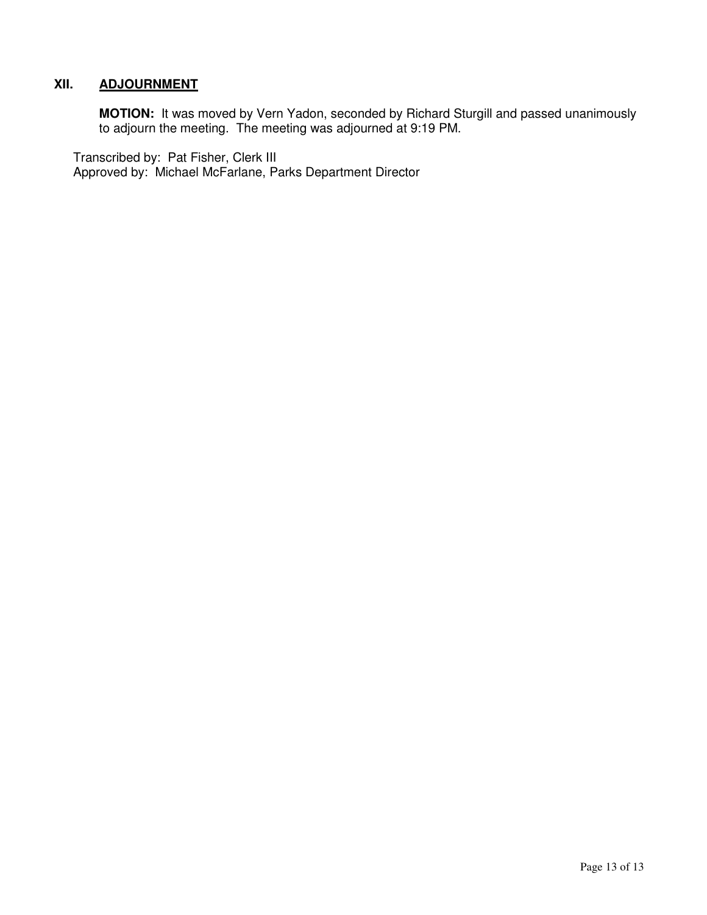## XII. ADJOURNMENT

**MOTION:** It was moved by Vern Yadon, seconded by Richard Sturgill and passed unanimously to adjourn the meeting. The meeting was adjourned at 9:19 PM.

Transcribed by: Pat Fisher, Clerk III
Approved by: Michael McFarlane, Parks Department Director